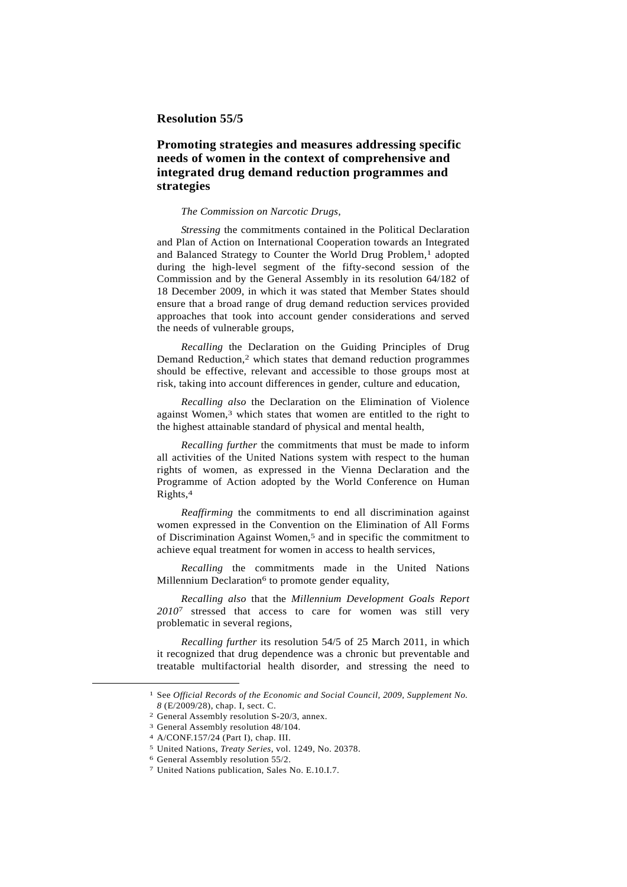## Resolution 55/5

### Promoting strategies and measures addressing specific needs of women in the context of comprehensive and integrated drug demand reduction programmes and strategies

*The Commission on Narcotic Drugs*,

*Stressing* the commitments contained in the Political Declaration and Plan of Action on International Cooperation towards an Integrated and Balanced Strategy to Counter the World Drug Problem,[1] adopted during the high-level segment of the fifty-second session of the Commission and by the General Assembly in its resolution 64/182 of 18 December 2009, in which it was stated that Member States should ensure that a broad range of drug demand reduction services provided approaches that took into account gender considerations and served the needs of vulnerable groups,

*Recalling* the Declaration on the Guiding Principles of Drug Demand Reduction,[2] which states that demand reduction programmes should be effective, relevant and accessible to those groups most at risk, taking into account differences in gender, culture and education,

*Recalling also* the Declaration on the Elimination of Violence against Women,[3] which states that women are entitled to the right to the highest attainable standard of physical and mental health,

*Recalling further* the commitments that must be made to inform all activities of the United Nations system with respect to the human rights of women, as expressed in the Vienna Declaration and the Programme of Action adopted by the World Conference on Human Rights,[4]

*Reaffirming* the commitments to end all discrimination against women expressed in the Convention on the Elimination of All Forms of Discrimination Against Women,[5] and in specific the commitment to achieve equal treatment for women in access to health services,

*Recalling* the commitments made in the United Nations Millennium Declaration[6] to promote gender equality,

*Recalling also* that the *Millennium Development Goals Report 2010*[7] stressed that access to care for women was still very problematic in several regions,

*Recalling further* its resolution 54/5 of 25 March 2011, in which it recognized that drug dependence was a chronic but preventable and treatable multifactorial health disorder, and stressing the need to

---

[1] See *Official Records of the Economic and Social Council, 2009, Supplement No. 8* (E/2009/28), chap. I, sect. C.

[2] General Assembly resolution S-20/3, annex.

[3] General Assembly resolution 48/104.

[4] A/CONF.157/24 (Part I), chap. III.

[5] United Nations, *Treaty Series*, vol. 1249, No. 20378.

[6] General Assembly resolution 55/2.

[7] United Nations publication, Sales No. E.10.I.7.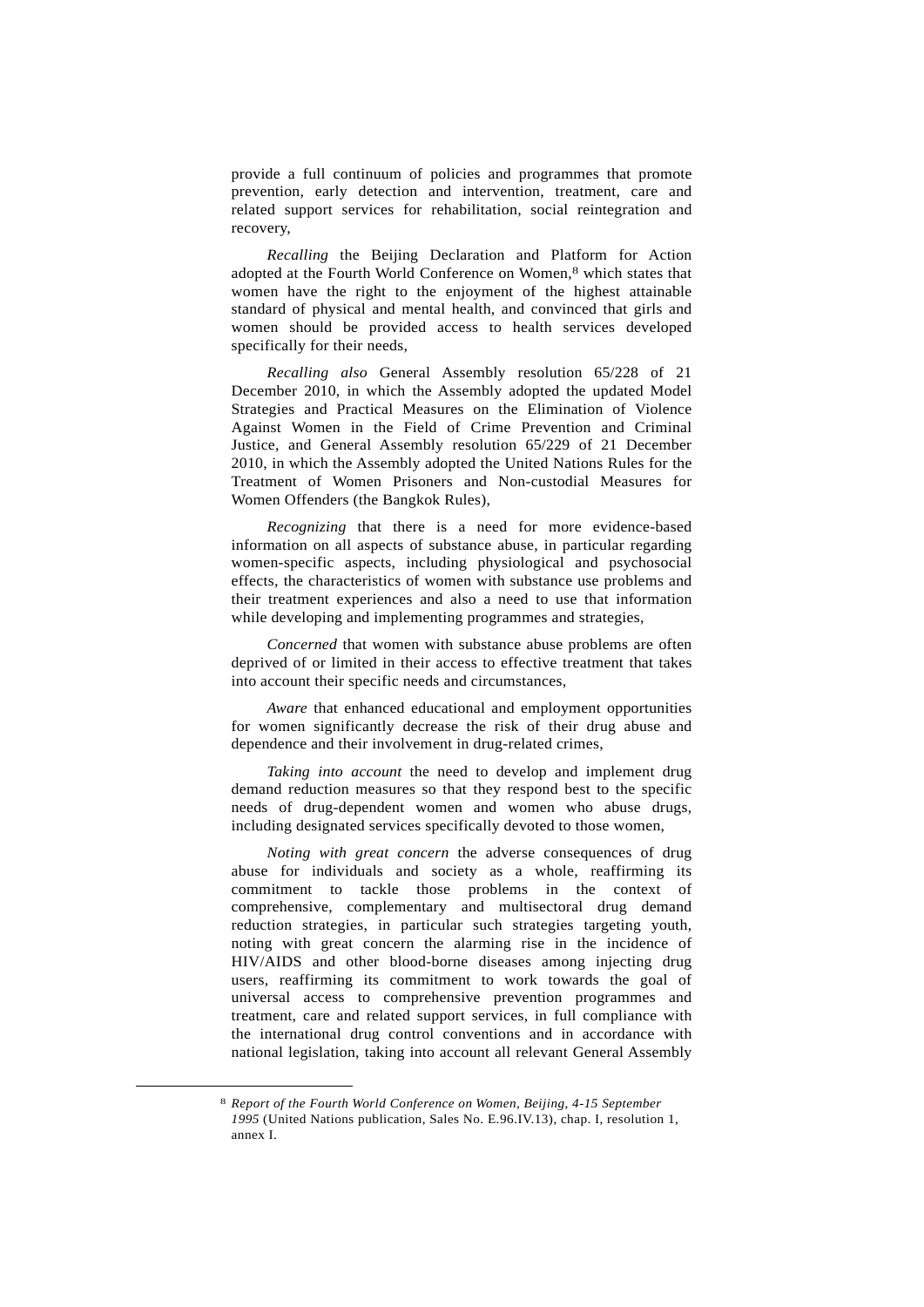provide a full continuum of policies and programmes that promote prevention, early detection and intervention, treatment, care and related support services for rehabilitation, social reintegration and recovery,

*Recalling* the Beijing Declaration and Platform for Action adopted at the Fourth World Conference on Women,[8] which states that women have the right to the enjoyment of the highest attainable standard of physical and mental health, and convinced that girls and women should be provided access to health services developed specifically for their needs,

*Recalling also* General Assembly resolution 65/228 of 21 December 2010, in which the Assembly adopted the updated Model Strategies and Practical Measures on the Elimination of Violence Against Women in the Field of Crime Prevention and Criminal Justice, and General Assembly resolution 65/229 of 21 December 2010, in which the Assembly adopted the United Nations Rules for the Treatment of Women Prisoners and Non-custodial Measures for Women Offenders (the Bangkok Rules),

*Recognizing* that there is a need for more evidence-based information on all aspects of substance abuse, in particular regarding women-specific aspects, including physiological and psychosocial effects, the characteristics of women with substance use problems and their treatment experiences and also a need to use that information while developing and implementing programmes and strategies,

*Concerned* that women with substance abuse problems are often deprived of or limited in their access to effective treatment that takes into account their specific needs and circumstances,

*Aware* that enhanced educational and employment opportunities for women significantly decrease the risk of their drug abuse and dependence and their involvement in drug-related crimes,

*Taking into account* the need to develop and implement drug demand reduction measures so that they respond best to the specific needs of drug-dependent women and women who abuse drugs, including designated services specifically devoted to those women,

*Noting with great concern* the adverse consequences of drug abuse for individuals and society as a whole, reaffirming its commitment to tackle those problems in the context of comprehensive, complementary and multisectoral drug demand reduction strategies, in particular such strategies targeting youth, noting with great concern the alarming rise in the incidence of HIV/AIDS and other blood-borne diseases among injecting drug users, reaffirming its commitment to work towards the goal of universal access to comprehensive prevention programmes and treatment, care and related support services, in full compliance with the international drug control conventions and in accordance with national legislation, taking into account all relevant General Assembly

---

[8] *Report of the Fourth World Conference on Women, Beijing, 4-15 September 1995* (United Nations publication, Sales No. E.96.IV.13), chap. I, resolution 1, annex I.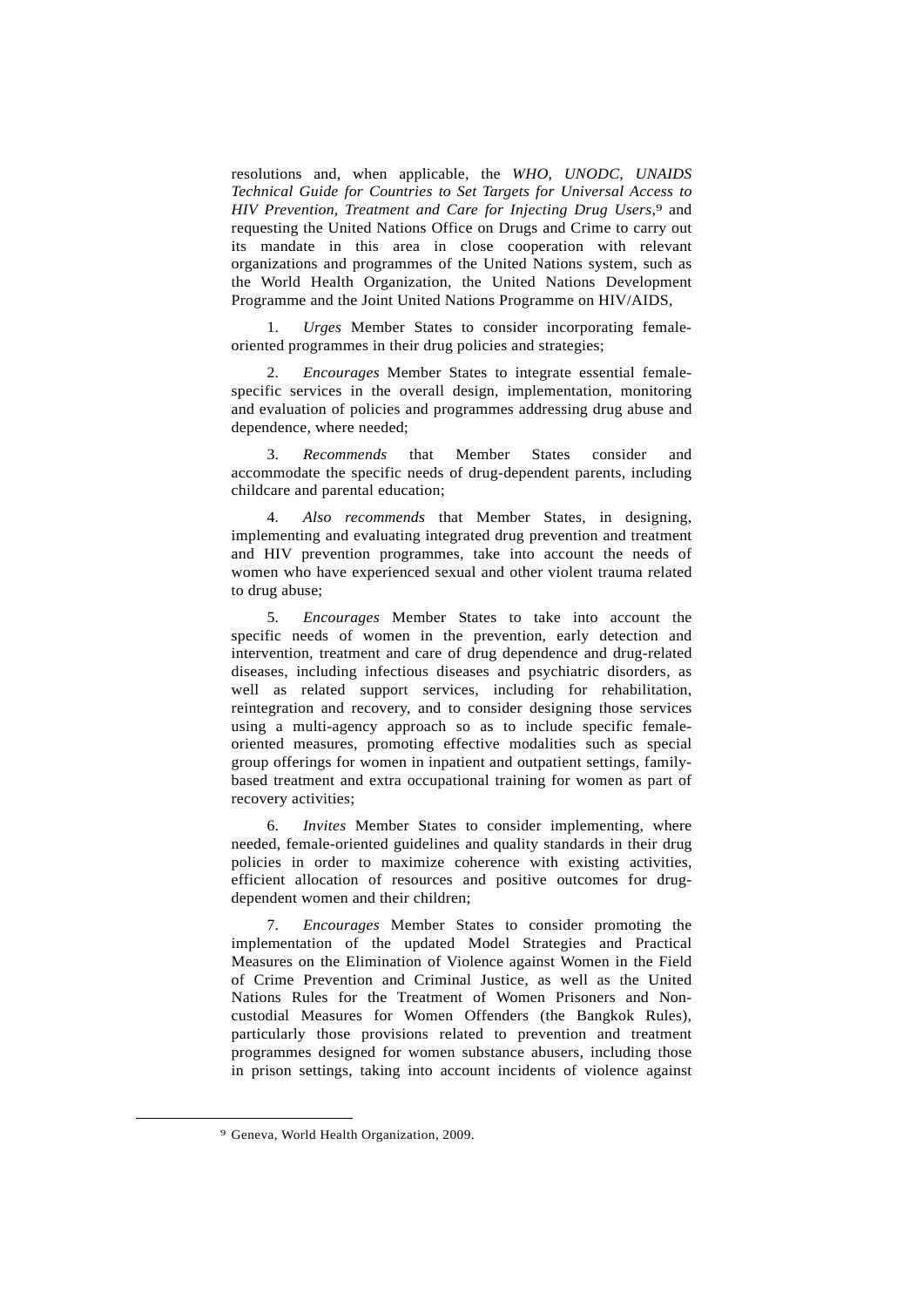resolutions and, when applicable, the *WHO, UNODC, UNAIDS Technical Guide for Countries to Set Targets for Universal Access to HIV Prevention, Treatment and Care for Injecting Drug Users*,[9] and requesting the United Nations Office on Drugs and Crime to carry out its mandate in this area in close cooperation with relevant organizations and programmes of the United Nations system, such as the World Health Organization, the United Nations Development Programme and the Joint United Nations Programme on HIV/AIDS,

1. *Urges* Member States to consider incorporating female-oriented programmes in their drug policies and strategies;

2. *Encourages* Member States to integrate essential female-specific services in the overall design, implementation, monitoring and evaluation of policies and programmes addressing drug abuse and dependence, where needed;

3. *Recommends* that Member States consider and accommodate the specific needs of drug-dependent parents, including childcare and parental education;

4. *Also recommends* that Member States, in designing, implementing and evaluating integrated drug prevention and treatment and HIV prevention programmes, take into account the needs of women who have experienced sexual and other violent trauma related to drug abuse;

5. *Encourages* Member States to take into account the specific needs of women in the prevention, early detection and intervention, treatment and care of drug dependence and drug-related diseases, including infectious diseases and psychiatric disorders, as well as related support services, including for rehabilitation, reintegration and recovery, and to consider designing those services using a multi-agency approach so as to include specific female-oriented measures, promoting effective modalities such as special group offerings for women in inpatient and outpatient settings, family-based treatment and extra occupational training for women as part of recovery activities;

6. *Invites* Member States to consider implementing, where needed, female-oriented guidelines and quality standards in their drug policies in order to maximize coherence with existing activities, efficient allocation of resources and positive outcomes for drug-dependent women and their children;

7. *Encourages* Member States to consider promoting the implementation of the updated Model Strategies and Practical Measures on the Elimination of Violence against Women in the Field of Crime Prevention and Criminal Justice, as well as the United Nations Rules for the Treatment of Women Prisoners and Non-custodial Measures for Women Offenders (the Bangkok Rules), particularly those provisions related to prevention and treatment programmes designed for women substance abusers, including those in prison settings, taking into account incidents of violence against

[9] Geneva, World Health Organization, 2009.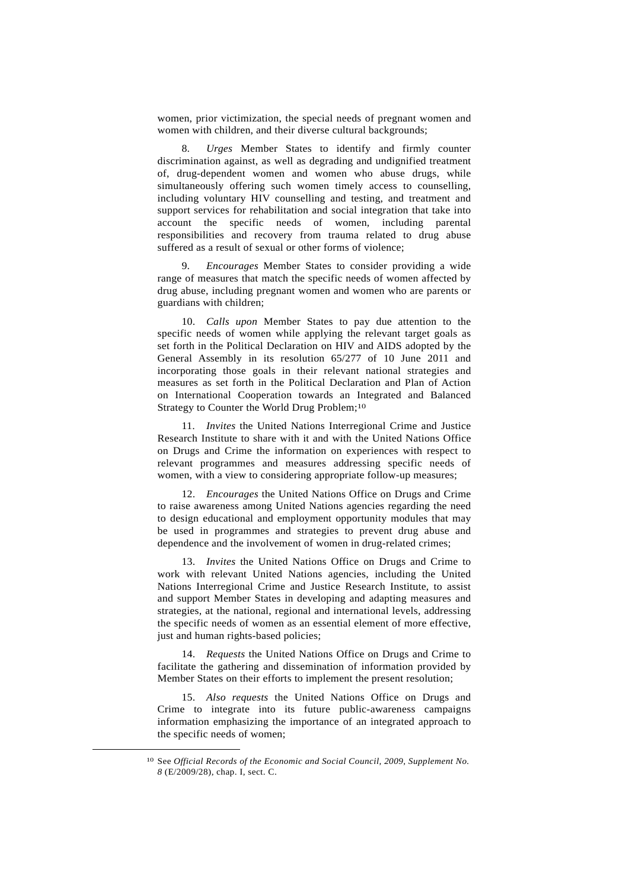women, prior victimization, the special needs of pregnant women and women with children, and their diverse cultural backgrounds;

8. *Urges* Member States to identify and firmly counter discrimination against, as well as degrading and undignified treatment of, drug-dependent women and women who abuse drugs, while simultaneously offering such women timely access to counselling, including voluntary HIV counselling and testing, and treatment and support services for rehabilitation and social integration that take into account the specific needs of women, including parental responsibilities and recovery from trauma related to drug abuse suffered as a result of sexual or other forms of violence;

9. *Encourages* Member States to consider providing a wide range of measures that match the specific needs of women affected by drug abuse, including pregnant women and women who are parents or guardians with children;

10. *Calls upon* Member States to pay due attention to the specific needs of women while applying the relevant target goals as set forth in the Political Declaration on HIV and AIDS adopted by the General Assembly in its resolution 65/277 of 10 June 2011 and incorporating those goals in their relevant national strategies and measures as set forth in the Political Declaration and Plan of Action on International Cooperation towards an Integrated and Balanced Strategy to Counter the World Drug Problem;[10]

11. *Invites* the United Nations Interregional Crime and Justice Research Institute to share with it and with the United Nations Office on Drugs and Crime the information on experiences with respect to relevant programmes and measures addressing specific needs of women, with a view to considering appropriate follow-up measures;

12. *Encourages* the United Nations Office on Drugs and Crime to raise awareness among United Nations agencies regarding the need to design educational and employment opportunity modules that may be used in programmes and strategies to prevent drug abuse and dependence and the involvement of women in drug-related crimes;

13. *Invites* the United Nations Office on Drugs and Crime to work with relevant United Nations agencies, including the United Nations Interregional Crime and Justice Research Institute, to assist and support Member States in developing and adapting measures and strategies, at the national, regional and international levels, addressing the specific needs of women as an essential element of more effective, just and human rights-based policies;

14. *Requests* the United Nations Office on Drugs and Crime to facilitate the gathering and dissemination of information provided by Member States on their efforts to implement the present resolution;

15. *Also requests* the United Nations Office on Drugs and Crime to integrate into its future public-awareness campaigns information emphasizing the importance of an integrated approach to the specific needs of women;

---

[10] See *Official Records of the Economic and Social Council, 2009, Supplement No. 8* (E/2009/28), chap. I, sect. C.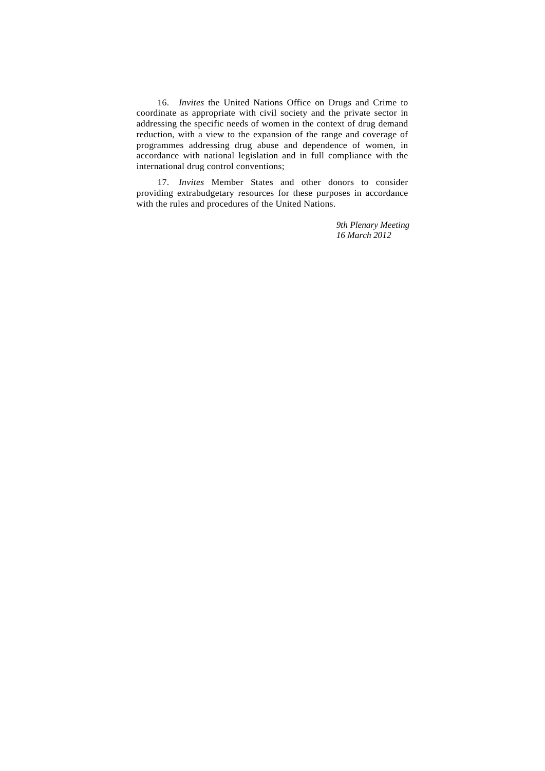16. *Invites* the United Nations Office on Drugs and Crime to coordinate as appropriate with civil society and the private sector in addressing the specific needs of women in the context of drug demand reduction, with a view to the expansion of the range and coverage of programmes addressing drug abuse and dependence of women, in accordance with national legislation and in full compliance with the international drug control conventions;

17. *Invites* Member States and other donors to consider providing extrabudgetary resources for these purposes in accordance with the rules and procedures of the United Nations.

*9th Plenary Meeting*
*16 March 2012*